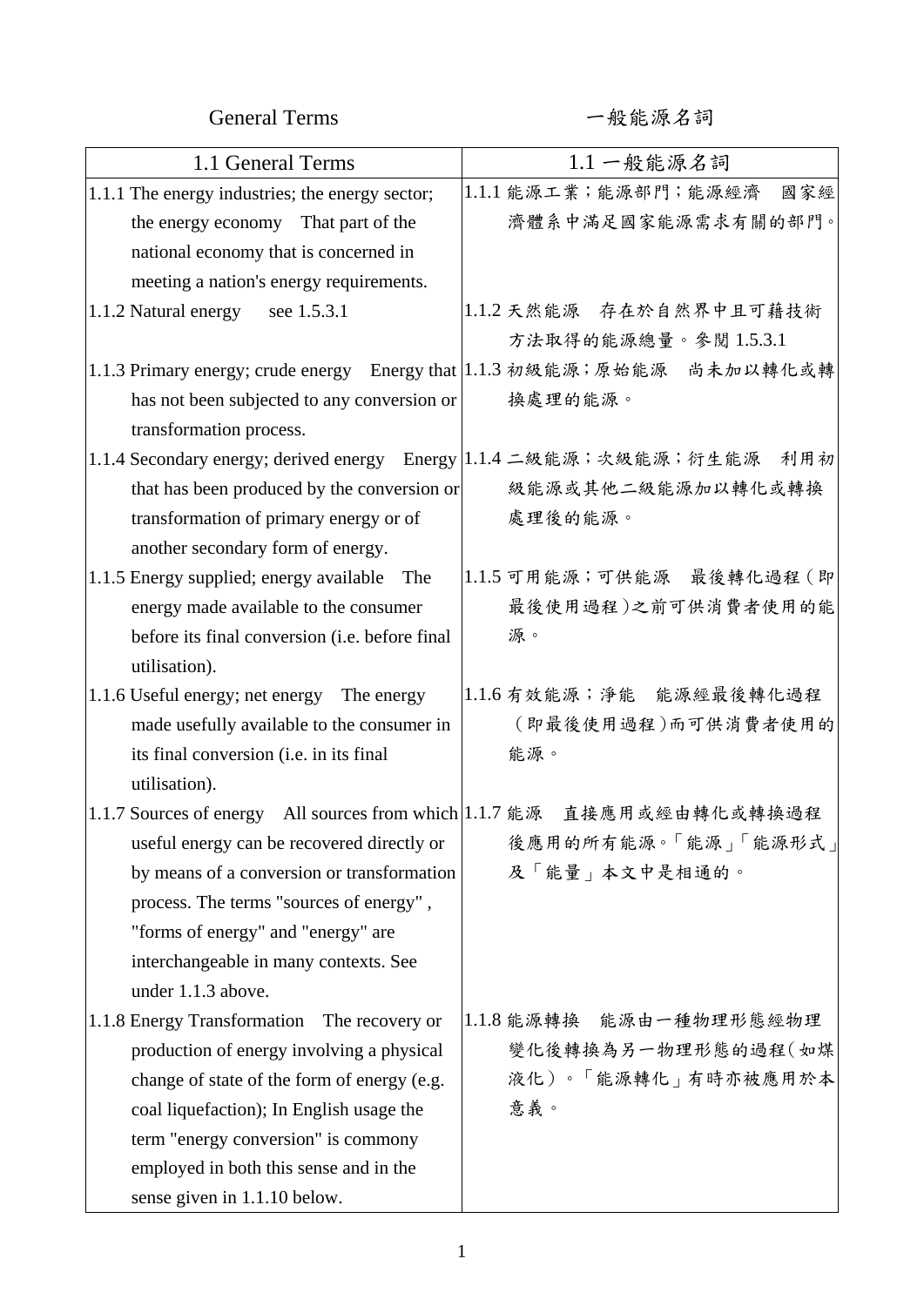General Terms　　　　　　　　　　　　　一般能源名詞

| 1.1 General Terms | 1.1 一般能源名詞 |
|---|---|
| 1.1.1 The energy industries; the energy sector; the energy economy　That part of the national economy that is concerned in meeting a nation's energy requirements. | 1.1.1 能源工業；能源部門；能源經濟　國家經濟體系中滿足國家能源需求有關的部門。 |
| 1.1.2 Natural energy　see 1.5.3.1 | 1.1.2 天然能源　存在於自然界中且可藉技術方法取得的能源總量。參閱 1.5.3.1 |
| 1.1.3 Primary energy; crude energy　Energy that has not been subjected to any conversion or transformation process. | 1.1.3 初級能源；原始能源　尚未加以轉化或轉換處理的能源。 |
| 1.1.4 Secondary energy; derived energy　Energy that has been produced by the conversion or transformation of primary energy or of another secondary form of energy. | 1.1.4 二級能源；次級能源；衍生能源　利用初級能源或其他二級能源加以轉化或轉換處理後的能源。 |
| 1.1.5 Energy supplied; energy available　The energy made available to the consumer before its final conversion (i.e. before final utilisation). | 1.1.5 可用能源；可供能源　最後轉化過程（即最後使用過程）之前可供消費者使用的能源。 |
| 1.1.6 Useful energy; net energy　The energy made usefully available to the consumer in its final conversion (i.e. in its final utilisation). | 1.1.6 有效能源；淨能　能源經最後轉化過程（即最後使用過程）而可供消費者使用的能源。 |
| 1.1.7 Sources of energy　All sources from which useful energy can be recovered directly or by means of a conversion or transformation process. The terms "sources of energy" , "forms of energy" and "energy" are interchangeable in many contexts. See under 1.1.3 above. | 1.1.7 能源　直接應用或經由轉化或轉換過程後應用的所有能源。「能源」「能源形式」及「能量」本文中是相通的。 |
| 1.1.8 Energy Transformation　The recovery or production of energy involving a physical change of state of the form of energy (e.g. coal liquefaction); In English usage the term "energy conversion" is commony employed in both this sense and in the sense given in 1.1.10 below. | 1.1.8 能源轉換　能源由一種物理形態經物理變化後轉換為另一物理形態的過程(如煤液化）。「能源轉化」有時亦被應用於本意義。 |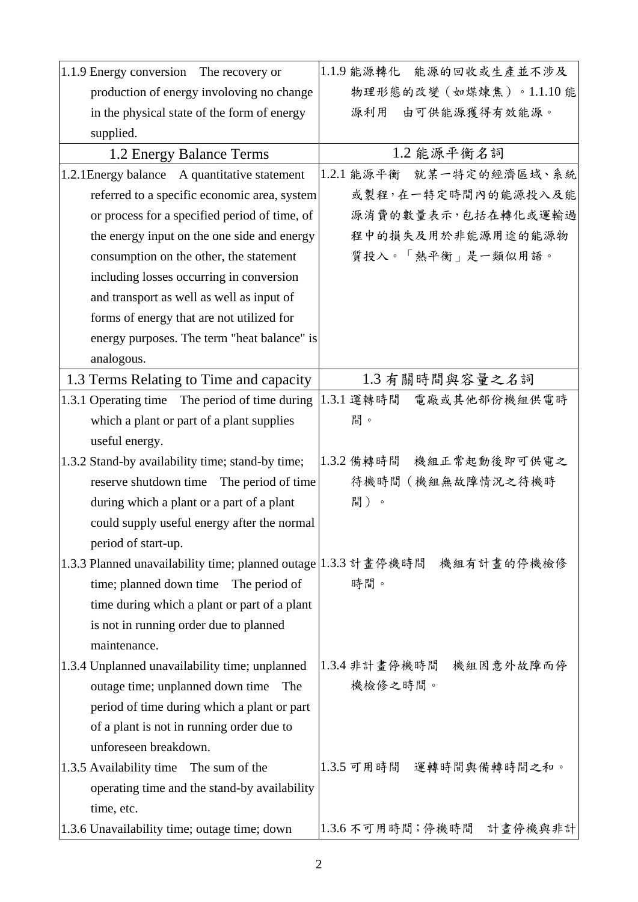| | |
|---|---|
| 1.1.9 Energy conversion　The recovery or production of energy involoving no change in the physical state of the form of energy supplied. | 1.1.9 能源轉化　能源的回收或生產並不涉及物理形態的改變（如煤煉焦）。1.1.10 能源利用　由可供能源獲得有效能源。 |
| 1.2 Energy Balance Terms | 1.2 能源平衡名詞 |
| 1.2.1Energy balance　A quantitative statement referred to a specific economic area, system or process for a specified period of time, of the energy input on the one side and energy consumption on the other, the statement including losses occurring in conversion and transport as well as well as input of forms of energy that are not utilized for energy purposes. The term "heat balance" is analogous. | 1.2.1 能源平衡　就某一特定的經濟區域、系統或製程，在一特定時間內的能源投入及能源消費的數量表示，包括在轉化或運輸過程中的損失及用於非能源用途的能源物質投入。「熱平衡」是一類似用語。 |
| 1.3 Terms Relating to Time and capacity | 1.3 有關時間與容量之名詞 |
| 1.3.1 Operating time　The period of time during which a plant or part of a plant supplies useful energy. | 1.3.1 運轉時間　電廠或其他部份機組供電時間。 |
| 1.3.2 Stand-by availability time; stand-by time; reserve shutdown time　The period of time during which a plant or a part of a plant could supply useful energy after the normal period of start-up. | 1.3.2 備轉時間　機組正常起動後即可供電之待機時間（機組無故障情況之待機時間）。 |
| 1.3.3 Planned unavailability time; planned outage time; planned down time　The period of time during which a plant or part of a plant is not in running order due to planned maintenance. | 1.3.3 計畫停機時間　機組有計畫的停機檢修時間。 |
| 1.3.4 Unplanned unavailability time; unplanned outage time; unplanned down time　The period of time during which a plant or part of a plant is not in running order due to unforeseen breakdown. | 1.3.4 非計畫停機時間　機組因意外故障而停機檢修之時間。 |
| 1.3.5 Availability time　The sum of the operating time and the stand-by availability time, etc. | 1.3.5 可用時間　運轉時間與備轉時間之和。 |
| 1.3.6 Unavailability time; outage time; down | 1.3.6 不可用時間；停機時間　計畫停機與非計 |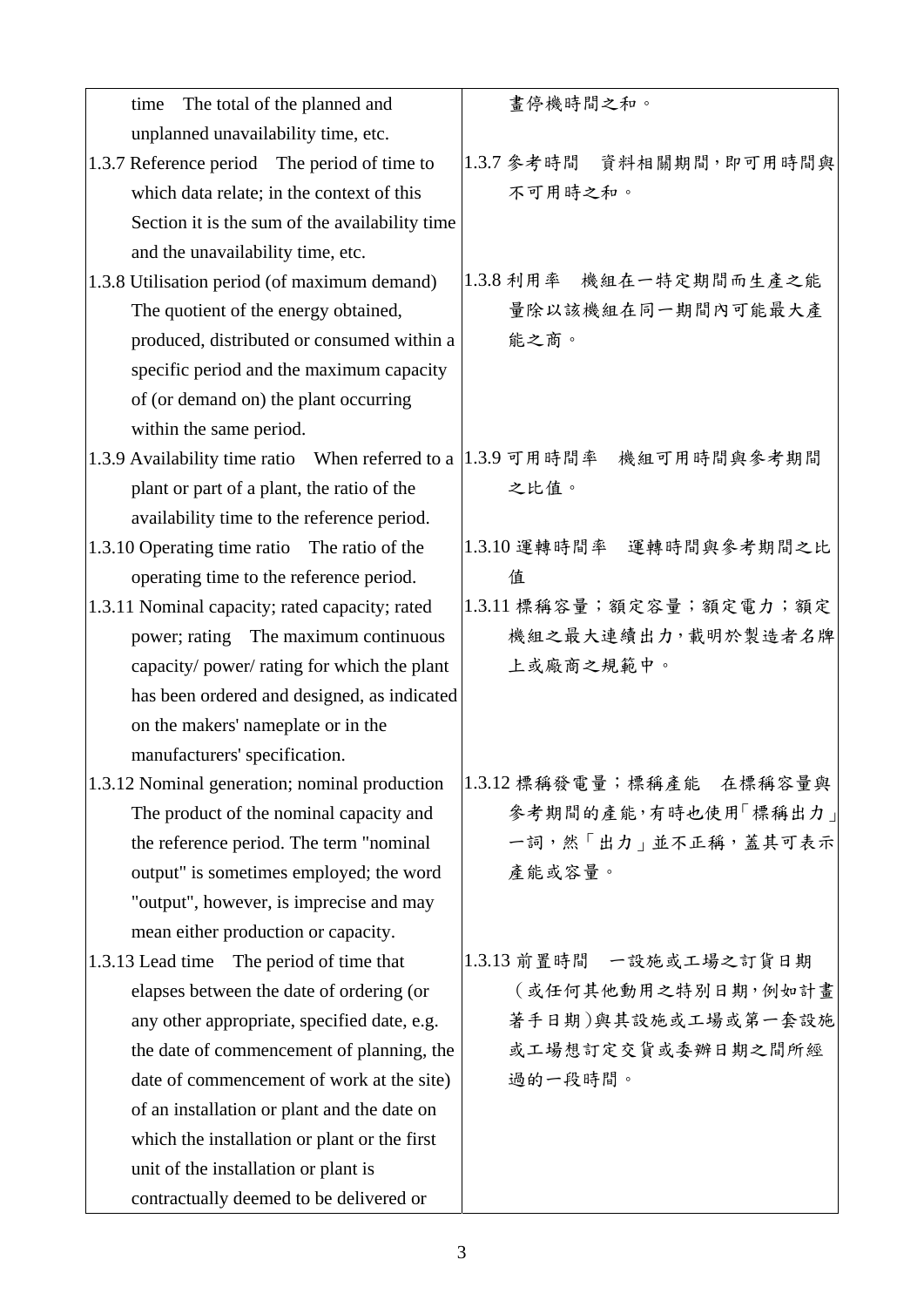| | |
|---|---|
| time The total of the planned and unplanned unavailability time, etc. | 畫停機時間之和。 |
| 1.3.7 Reference period The period of time to which data relate; in the context of this Section it is the sum of the availability time and the unavailability time, etc. | 1.3.7 參考時間 資料相關期間，即可用時間與不可用時之和。 |
| 1.3.8 Utilisation period (of maximum demand) The quotient of the energy obtained, produced, distributed or consumed within a specific period and the maximum capacity of (or demand on) the plant occurring within the same period. | 1.3.8 利用率 機組在一特定期間而生產之能量除以該機組在同一期間內可能最大產能之商。 |
| 1.3.9 Availability time ratio When referred to a plant or part of a plant, the ratio of the availability time to the reference period. | 1.3.9 可用時間率 機組可用時間與參考期間之比值。 |
| 1.3.10 Operating time ratio The ratio of the operating time to the reference period. | 1.3.10 運轉時間率 運轉時間與參考期間之比值 |
| 1.3.11 Nominal capacity; rated capacity; rated power; rating The maximum continuous capacity/ power/ rating for which the plant has been ordered and designed, as indicated on the makers' nameplate or in the manufacturers' specification. | 1.3.11 標稱容量；額定容量；額定電力；額定 機組之最大連續出力，載明於製造者名牌上或廠商之規範中。 |
| 1.3.12 Nominal generation; nominal production The product of the nominal capacity and the reference period. The term "nominal output" is sometimes employed; the word "output", however, is imprecise and may mean either production or capacity. | 1.3.12 標稱發電量；標稱產能 在標稱容量與參考期間的產能，有時也使用「標稱出力」一詞，然「出力」並不正稱，蓋其可表示產能或容量。 |
| 1.3.13 Lead time The period of time that elapses between the date of ordering (or any other appropriate, specified date, e.g. the date of commencement of planning, the date of commencement of work at the site) of an installation or plant and the date on which the installation or plant or the first unit of the installation or plant is contractually deemed to be delivered or | 1.3.13 前置時間 一設施或工場之訂貨日期（或任何其他動用之特別日期，例如計畫著手日期）與其設施或工場或第一套設施或工場想訂定交貨或委辦日期之間所經過的一段時間。 |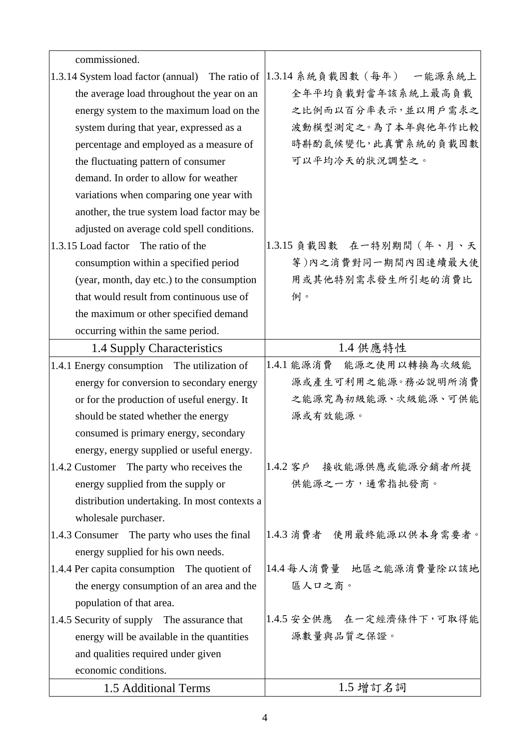| | |
|---|---|
| commissioned. | |
| 1.3.14 System load factor (annual) The ratio of the average load throughout the year on an energy system to the maximum load on the system during that year, expressed as a percentage and employed as a measure of the fluctuating pattern of consumer demand. In order to allow for weather variations when comparing one year with another, the true system load factor may be adjusted on average cold spell conditions. | 1.3.14 系統負載因數（每年） 一能源系統上全年平均負載對當年該系統上最高負載之比例而以百分率表示，並以用戶需求之波動模型測定之。為了本年與他年作比較時斟酌氣候變化，此真實系統的負載因數可以平均冷天的狀況調整之。 |
| 1.3.15 Load factor The ratio of the consumption within a specified period (year, month, day etc.) to the consumption that would result from continuous use of the maximum or other specified demand occurring within the same period. | 1.3.15 負載因數 在一特別期間（年、月、天等）內之消費對同一期間內因連續最大使用或其他特別需求發生所引起的消費比例。 |
| 1.4 Supply Characteristics | 1.4 供應特性 |
| 1.4.1 Energy consumption The utilization of energy for conversion to secondary energy or for the production of useful energy. It should be stated whether the energy consumed is primary energy, secondary energy, energy supplied or useful energy. | 1.4.1 能源消費 能源之使用以轉換為次級能源或產生可利用之能源。務必說明所消費之能源究為初級能源、次級能源、可供能源或有效能源。 |
| 1.4.2 Customer The party who receives the energy supplied from the supply or distribution undertaking. In most contexts a wholesale purchaser. | 1.4.2 客戶 接收能源供應或能源分銷者所提供能源之一方，通常指批發商。 |
| 1.4.3 Consumer The party who uses the final energy supplied for his own needs. | 1.4.3 消費者 使用最終能源以供本身需要者。 |
| 1.4.4 Per capita consumption The quotient of the energy consumption of an area and the population of that area. | 14.4 每人消費量 地區之能源消費量除以該地區人口之商。 |
| 1.4.5 Security of supply The assurance that energy will be available in the quantities and qualities required under given economic conditions. | 1.4.5 安全供應 在一定經濟條件下，可取得能源數量與品質之保證。 |
| 1.5 Additional Terms | 1.5 增訂名詞 |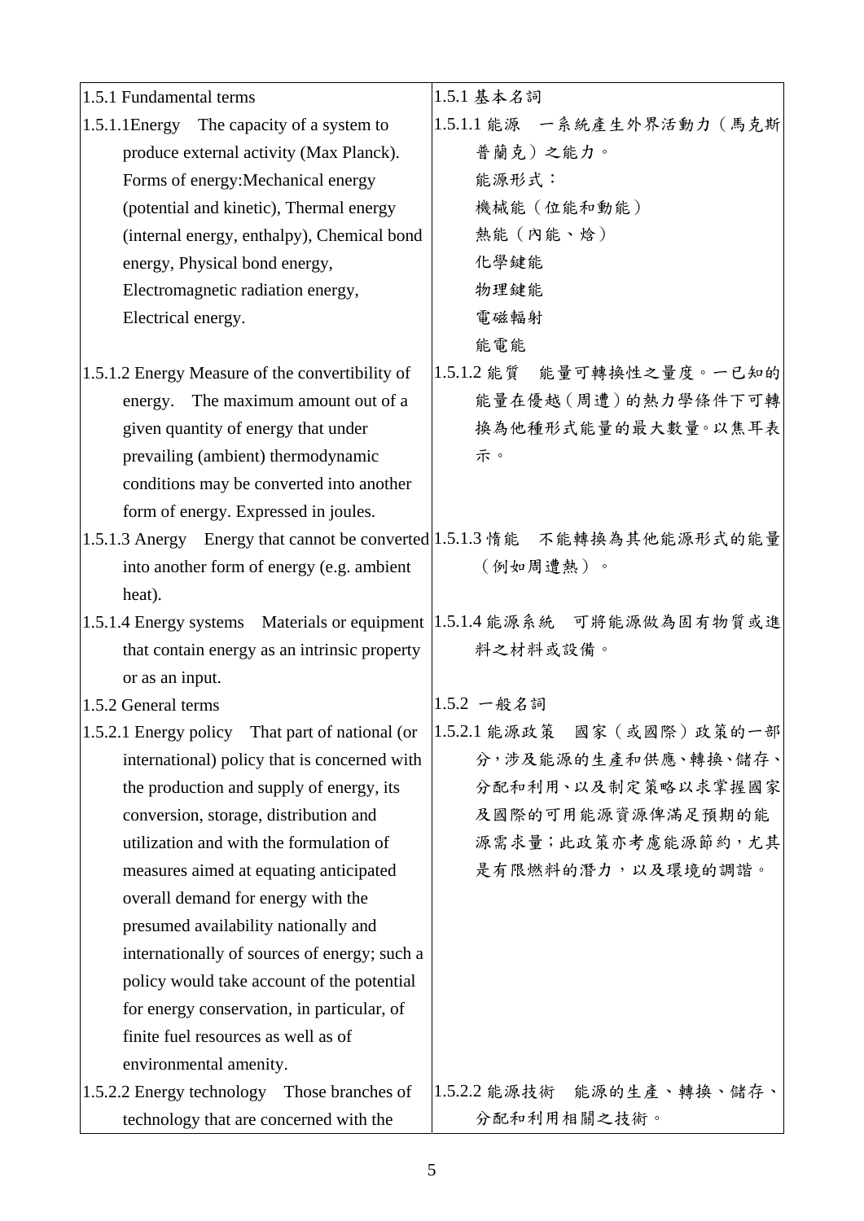| 1.5.1 Fundamental terms | 1.5.1 基本名詞 |
|---|---|
| 1.5.1.1Energy　The capacity of a system to produce external activity (Max Planck). Forms of energy:Mechanical energy (potential and kinetic), Thermal energy (internal energy, enthalpy), Chemical bond energy, Physical bond energy, Electromagnetic radiation energy, Electrical energy. | 1.5.1.1 能源　一系統產生外界活動力（馬克斯普蘭克）之能力。<br>能源形式：<br>機械能（位能和動能）<br>熱能（內能、焓）<br>化學鍵能<br>物理鍵能<br>電磁輻射<br>能電能 |
| 1.5.1.2 Energy Measure of the convertibility of energy.　The maximum amount out of a given quantity of energy that under prevailing (ambient) thermodynamic conditions may be converted into another form of energy. Expressed in joules. | 1.5.1.2 能質　能量可轉換性之量度。一已知的能量在優越(周遭)的熱力學條件下可轉換為他種形式能量的最大數量。以焦耳表示。 |
| 1.5.1.3 Anergy　Energy that cannot be converted into another form of energy (e.g. ambient heat). | 1.5.1.3 惰能　不能轉換為其他能源形式的能量（例如周遭熱）。 |
| 1.5.1.4 Energy systems　Materials or equipment that contain energy as an intrinsic property or as an input. | 1.5.1.4 能源系統　可將能源做為固有物質或進料之材料或設備。 |
| 1.5.2 General terms | 1.5.2 一般名詞 |
| 1.5.2.1 Energy policy　That part of national (or international) policy that is concerned with the production and supply of energy, its conversion, storage, distribution and utilization and with the formulation of measures aimed at equating anticipated overall demand for energy with the presumed availability nationally and internationally of sources of energy; such a policy would take account of the potential for energy conservation, in particular, of finite fuel resources as well as of environmental amenity. | 1.5.2.1 能源政策　國家（或國際）政策的一部分，涉及能源的生產和供應、轉換、儲存、分配和利用、以及制定策略以求掌握國家及國際的可用能源資源俾滿足預期的能源需求量；此政策亦考慮能源節約，尤其是有限燃料的潛力，以及環境的調諧。 |
| 1.5.2.2 Energy technology　Those branches of technology that are concerned with the | 1.5.2.2 能源技術　能源的生產、轉換、儲存、分配和利用相關之技術。 |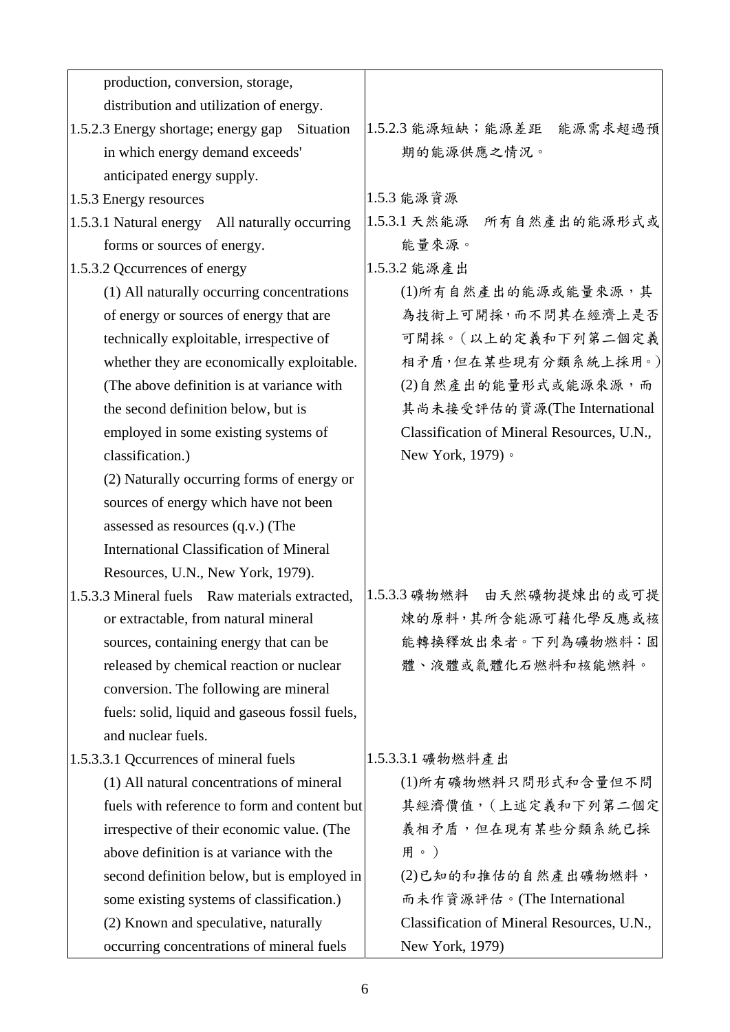| | |
|---|---|
| production, conversion, storage, distribution and utilization of energy. | |
| 1.5.2.3 Energy shortage; energy gap　Situation in which energy demand exceeds' anticipated energy supply. | 1.5.2.3 能源短缺；能源差距　能源需求超過預期的能源供應之情況。 |
| 1.5.3 Energy resources | 1.5.3 能源資源 |
| 1.5.3.1 Natural energy　All naturally occurring forms or sources of energy. | 1.5.3.1 天然能源　所有自然產出的能源形式或能量來源。 |
| 1.5.3.2 Qccurrences of energy<br>(1) All naturally occurring concentrations of energy or sources of energy that are technically exploitable, irrespective of whether they are economically exploitable. (The above definition is at variance with the second definition below, but is employed in some existing systems of classification.)<br>(2) Naturally occurring forms of energy or sources of energy which have not been assessed as resources (q.v.) (The International Classification of Mineral Resources, U.N., New York, 1979). | 1.5.3.2 能源產出<br>(1)所有自然產出的能源或能量來源，其為技術上可開採，而不問其在經濟上是否可開採。（以上的定義和下列第二個定義相矛盾，但在某些現有分類系統上採用。）<br>(2)自然產出的能量形式或能源來源，而其尚未接受評估的資源(The International Classification of Mineral Resources, U.N., New York, 1979)。 |
| 1.5.3.3 Mineral fuels　Raw materials extracted, or extractable, from natural mineral sources, containing energy that can be released by chemical reaction or nuclear conversion. The following are mineral fuels: solid, liquid and gaseous fossil fuels, and nuclear fuels. | 1.5.3.3 礦物燃料　由天然礦物提煉出的或可提煉的原料，其所含能源可藉化學反應或核能轉換釋放出來者。下列為礦物燃料：固體、液體或氣體化石燃料和核能燃料。 |
| 1.5.3.3.1 Qccurrences of mineral fuels<br>(1) All natural concentrations of mineral fuels with reference to form and content but irrespective of their economic value. (The above definition is at variance with the second definition below, but is employed in some existing systems of classification.)<br>(2) Known and speculative, naturally occurring concentrations of mineral fuels | 1.5.3.3.1 礦物燃料產出<br>(1)所有礦物燃料只問形式和含量但不問其經濟價值，（上述定義和下列第二個定義相矛盾，但在現有某些分類系統已採用。）<br>(2)已知的和推估的自然產出礦物燃料，而未作資源評估。(The International Classification of Mineral Resources, U.N., New York, 1979) |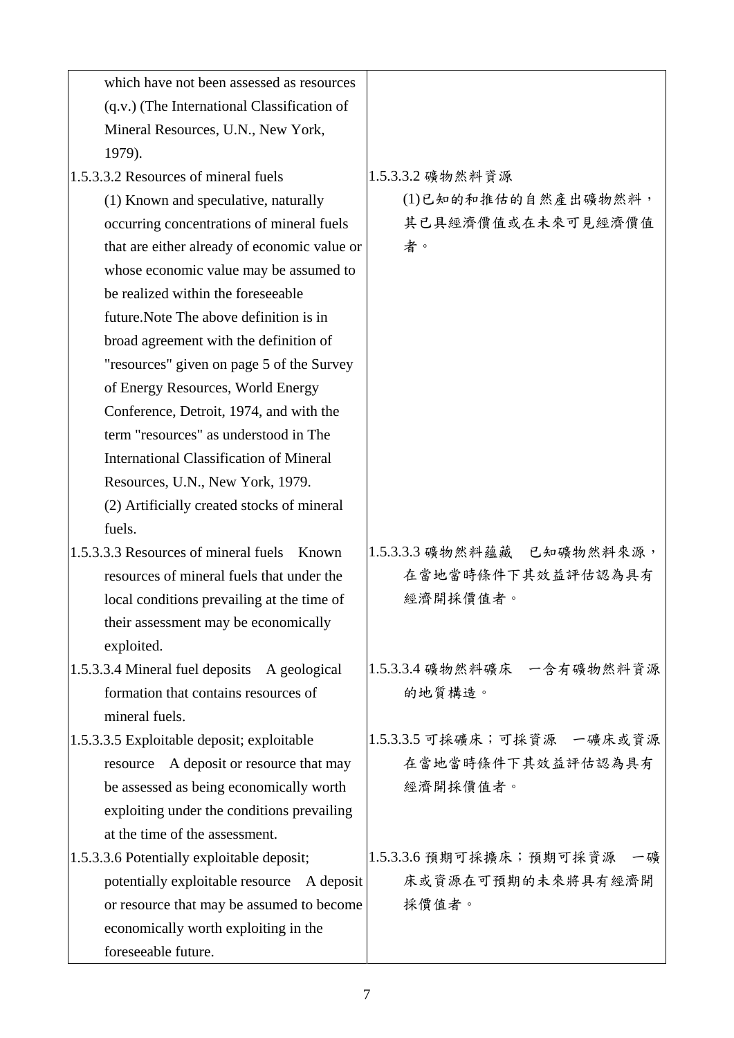| | |
|---|---|
| which have not been assessed as resources (q.v.) (The International Classification of Mineral Resources, U.N., New York, 1979). | |
| 1.5.3.3.2 Resources of mineral fuels<br>(1) Known and speculative, naturally occurring concentrations of mineral fuels that are either already of economic value or whose economic value may be assumed to be realized within the foreseeable future.Note The above definition is in broad agreement with the definition of "resources" given on page 5 of the Survey of Energy Resources, World Energy Conference, Detroit, 1974, and with the term "resources" as understood in The International Classification of Mineral Resources, U.N., New York, 1979.<br>(2) Artificially created stocks of mineral fuels. | 1.5.3.3.2 礦物然料資源<br>(1)已知的和推估的自然產出礦物然料，其已具經濟價值或在未來可見經濟價值者。 |
| 1.5.3.3.3 Resources of mineral fuels Known resources of mineral fuels that under the local conditions prevailing at the time of their assessment may be economically exploited. | 1.5.3.3.3 礦物然料蘊藏 已知礦物然料來源，在當地當時條件下其效益評估認為具有經濟開採價值者。 |
| 1.5.3.3.4 Mineral fuel deposits A geological formation that contains resources of mineral fuels. | 1.5.3.3.4 礦物然料礦床 一含有礦物然料資源的地質構造。 |
| 1.5.3.3.5 Exploitable deposit; exploitable resource A deposit or resource that may be assessed as being economically worth exploiting under the conditions prevailing at the time of the assessment. | 1.5.3.3.5 可採礦床；可採資源 一礦床或資源在當地當時條件下其效益評估認為具有經濟開採價值者。 |
| 1.5.3.3.6 Potentially exploitable deposit; potentially exploitable resource A deposit or resource that may be assumed to become economically worth exploiting in the foreseeable future. | 1.5.3.3.6 預期可採擴床；預期可採資源 一礦床或資源在可預期的未來將具有經濟開採價值者。 |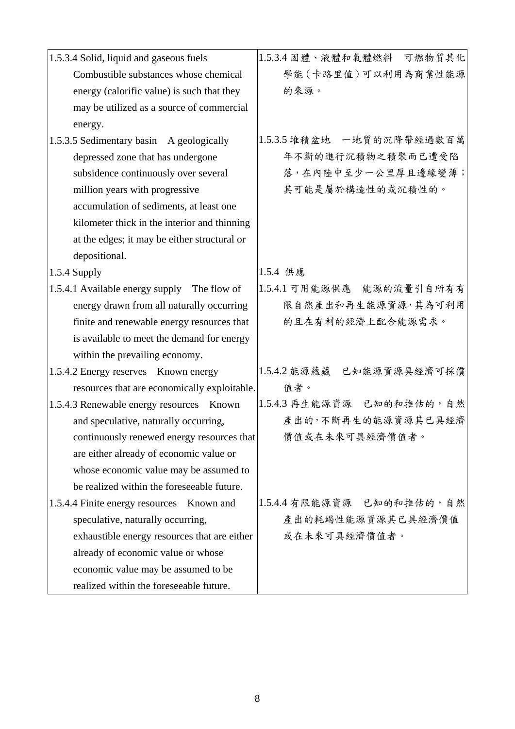| | |
|---|---|
| 1.5.3.4 Solid, liquid and gaseous fuels Combustible substances whose chemical energy (calorific value) is such that they may be utilized as a source of commercial energy. | 1.5.3.4 固體、液體和氣體燃料　可燃物質其化學能（卡路里值）可以利用為商業性能源的來源。 |
| 1.5.3.5 Sedimentary basin　A geologically depressed zone that has undergone subsidence continuously over several million years with progressive accumulation of sediments, at least one kilometer thick in the interior and thinning at the edges; it may be either structural or depositional. | 1.5.3.5 堆積盆地　一地質的沉降帶經過數百萬年不斷的進行沉積物之積聚而已遭受陷落，在內陸中至少一公里厚且邊緣變薄；其可能是屬於構造性的或沉積性的。 |
| 1.5.4 Supply | 1.5.4 供應 |
| 1.5.4.1 Available energy supply　The flow of energy drawn from all naturally occurring finite and renewable energy resources that is available to meet the demand for energy within the prevailing economy. | 1.5.4.1 可用能源供應　能源的流量引自所有有限自然產出和再生能源資源，其為可利用的且在有利的經濟上配合能源需求。 |
| 1.5.4.2 Energy reserves　Known energy resources that are economically exploitable. | 1.5.4.2 能源蘊藏　已知能源資源具經濟可採價值者。 |
| 1.5.4.3 Renewable energy resources　Known and speculative, naturally occurring, continuously renewed energy resources that are either already of economic value or whose economic value may be assumed to be realized within the foreseeable future. | 1.5.4.3 再生能源資源　已知的和推估的，自然產出的，不斷再生的能源資源其已具經濟價值或在未來可具經濟價值者。 |
| 1.5.4.4 Finite energy resources　Known and speculative, naturally occurring, exhaustible energy resources that are either already of economic value or whose economic value may be assumed to be realized within the foreseeable future. | 1.5.4.4 有限能源資源　已知的和推估的，自然產出的耗竭性能源資源其已具經濟價值或在未來可具經濟價值者。 |